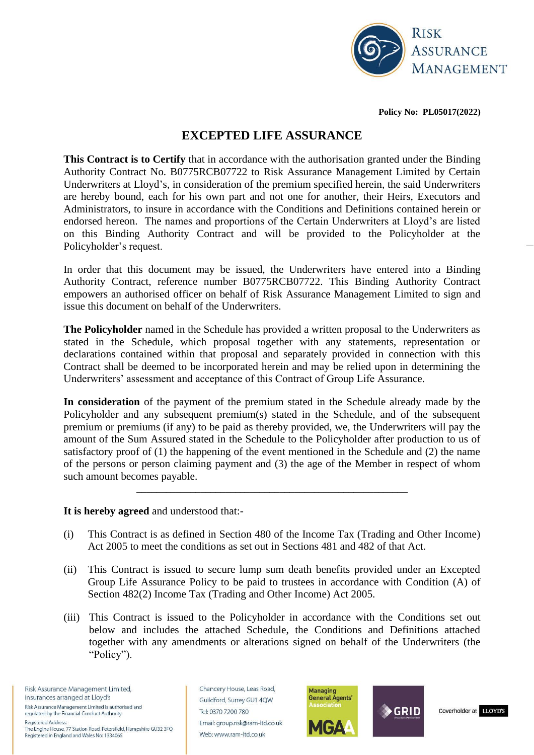**Policy No: PL05017(2022)**

# EXCEPTED LIFE ASSURANCE

**This Contract is to Certify** that in accordance with the authorisation granted under the Binding Authority Contract No. B0775RCB07722 to Risk Assurance Management Limited by Certain Underwriters at Lloyd's, in consideration of the premium specified herein, the said Underwriters are hereby bound, each for his own part and not one for another, their Heirs, Executors and Administrators, to insure in accordance with the Conditions and Definitions contained herein or endorsed hereon. The names and proportions of the Certain Underwriters at Lloyd's are listed on this Binding Authority Contract and will be provided to the Policyholder at the Policyholder's request.

In order that this document may be issued, the Underwriters have entered into a Binding Authority Contract, reference number B0775RCB07722. This Binding Authority Contract empowers an authorised officer on behalf of Risk Assurance Management Limited to sign and issue this document on behalf of the Underwriters.

**The Policyholder** named in the Schedule has provided a written proposal to the Underwriters as stated in the Schedule, which proposal together with any statements, representation or declarations contained within that proposal and separately provided in connection with this Contract shall be deemed to be incorporated herein and may be relied upon in determining the Underwriters' assessment and acceptance of this Contract of Group Life Assurance.

**In consideration** of the payment of the premium stated in the Schedule already made by the Policyholder and any subsequent premium(s) stated in the Schedule, and of the subsequent premium or premiums (if any) to be paid as thereby provided, we, the Underwriters will pay the amount of the Sum Assured stated in the Schedule to the Policyholder after production to us of satisfactory proof of (1) the happening of the event mentioned in the Schedule and (2) the name of the persons or person claiming payment and (3) the age of the Member in respect of whom such amount becomes payable.

---

**It is hereby agreed** and understood that:-

(i) This Contract is as defined in Section 480 of the Income Tax (Trading and Other Income) Act 2005 to meet the conditions as set out in Sections 481 and 482 of that Act.

(ii) This Contract is issued to secure lump sum death benefits provided under an Excepted Group Life Assurance Policy to be paid to trustees in accordance with Condition (A) of Section 482(2) Income Tax (Trading and Other Income) Act 2005.

(iii) This Contract is issued to the Policyholder in accordance with the Conditions set out below and includes the attached Schedule, the Conditions and Definitions attached together with any amendments or alterations signed on behalf of the Underwriters (the "Policy").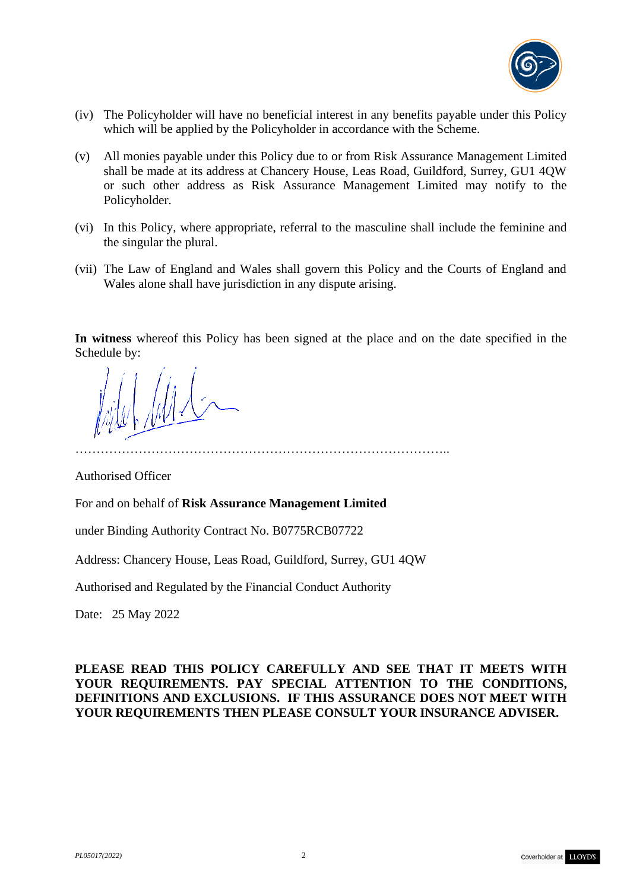(iv) The Policyholder will have no beneficial interest in any benefits payable under this Policy which will be applied by the Policyholder in accordance with the Scheme.

(v) All monies payable under this Policy due to or from Risk Assurance Management Limited shall be made at its address at Chancery House, Leas Road, Guildford, Surrey, GU1 4QW or such other address as Risk Assurance Management Limited may notify to the Policyholder.

(vi) In this Policy, where appropriate, referral to the masculine shall include the feminine and the singular the plural.

(vii) The Law of England and Wales shall govern this Policy and the Courts of England and Wales alone shall have jurisdiction in any dispute arising.

**In witness** whereof this Policy has been signed at the place and on the date specified in the Schedule by:

……………………………………………………………………………..

Authorised Officer

For and on behalf of **Risk Assurance Management Limited**

under Binding Authority Contract No. B0775RCB07722

Address: Chancery House, Leas Road, Guildford, Surrey, GU1 4QW

Authorised and Regulated by the Financial Conduct Authority

Date: 25 May 2022

**PLEASE READ THIS POLICY CAREFULLY AND SEE THAT IT MEETS WITH YOUR REQUIREMENTS. PAY SPECIAL ATTENTION TO THE CONDITIONS, DEFINITIONS AND EXCLUSIONS. IF THIS ASSURANCE DOES NOT MEET WITH YOUR REQUIREMENTS THEN PLEASE CONSULT YOUR INSURANCE ADVISER.**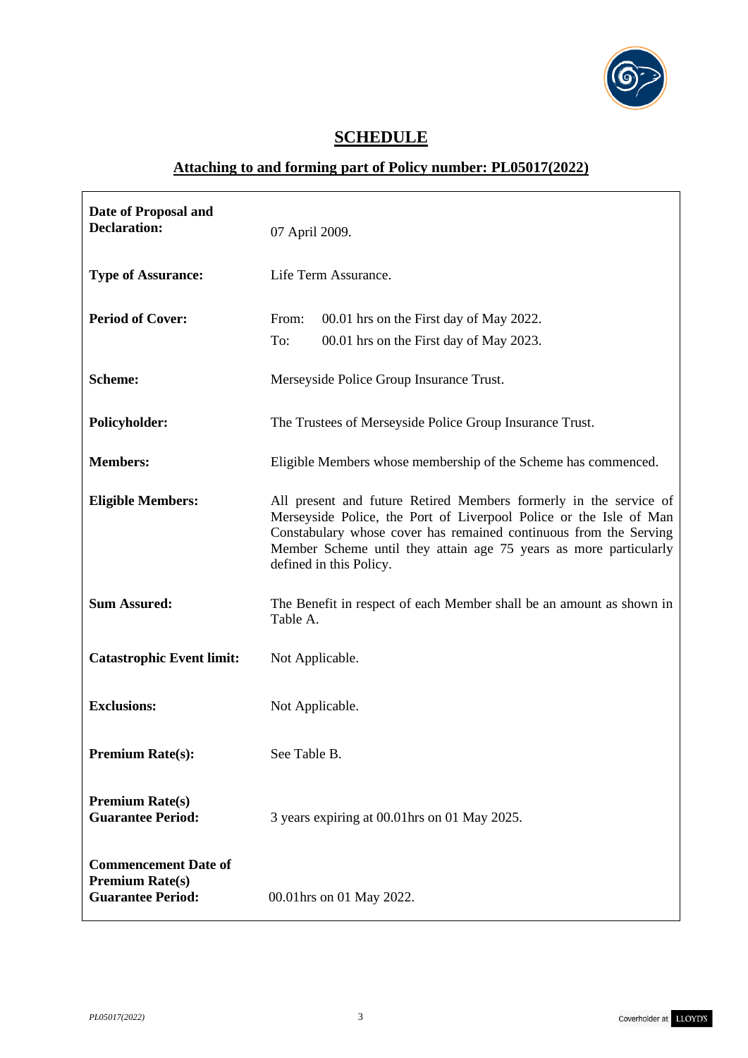# SCHEDULE

## Attaching to and forming part of Policy number: PL05017(2022)

| | |
|---|---|
| **Date of Proposal and Declaration:** | 07 April 2009. |
| **Type of Assurance:** | Life Term Assurance. |
| **Period of Cover:** | From: 00.01 hrs on the First day of May 2022.<br>To: 00.01 hrs on the First day of May 2023. |
| **Scheme:** | Merseyside Police Group Insurance Trust. |
| **Policyholder:** | The Trustees of Merseyside Police Group Insurance Trust. |
| **Members:** | Eligible Members whose membership of the Scheme has commenced. |
| **Eligible Members:** | All present and future Retired Members formerly in the service of Merseyside Police, the Port of Liverpool Police or the Isle of Man Constabulary whose cover has remained continuous from the Serving Member Scheme until they attain age 75 years as more particularly defined in this Policy. |
| **Sum Assured:** | The Benefit in respect of each Member shall be an amount as shown in Table A. |
| **Catastrophic Event limit:** | Not Applicable. |
| **Exclusions:** | Not Applicable. |
| **Premium Rate(s):** | See Table B. |
| **Premium Rate(s) Guarantee Period:** | 3 years expiring at 00.01hrs on 01 May 2025. |
| **Commencement Date of Premium Rate(s) Guarantee Period:** | 00.01hrs on 01 May 2022. |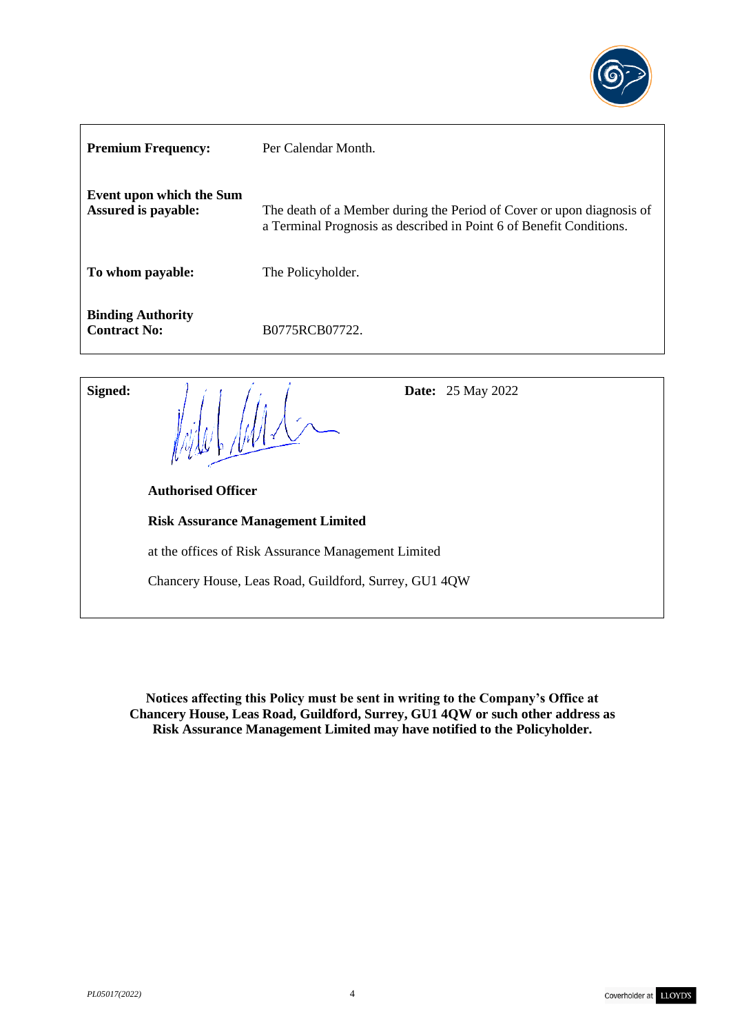| | |
|---|---|
| **Premium Frequency:** | Per Calendar Month. |
| **Event upon which the Sum Assured is payable:** | The death of a Member during the Period of Cover or upon diagnosis of a Terminal Prognosis as described in Point 6 of Benefit Conditions. |
| **To whom payable:** | The Policyholder. |
| **Binding Authority Contract No:** | B0775RCB07722. |

**Signed:**

**Date:** 25 May 2022

**Authorised Officer**

**Risk Assurance Management Limited**

at the offices of Risk Assurance Management Limited

Chancery House, Leas Road, Guildford, Surrey, GU1 4QW

**Notices affecting this Policy must be sent in writing to the Company's Office at Chancery House, Leas Road, Guildford, Surrey, GU1 4QW or such other address as Risk Assurance Management Limited may have notified to the Policyholder.**

*PL05017(2022)*

Coverholder at LLOYD'S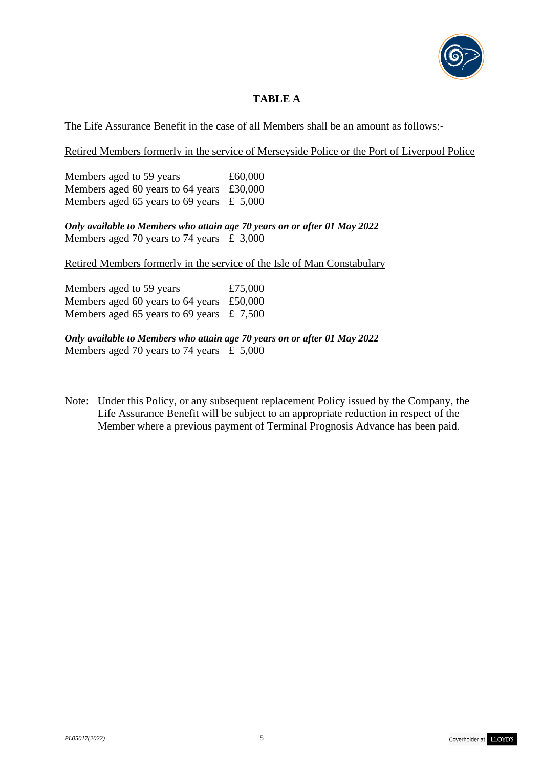# TABLE A

The Life Assurance Benefit in the case of all Members shall be an amount as follows:-

Retired Members formerly in the service of Merseyside Police or the Port of Liverpool Police

| | |
|---|---|
| Members aged to 59 years | £60,000 |
| Members aged 60 years to 64 years | £30,000 |
| Members aged 65 years to 69 years | £ 5,000 |

***Only available to Members who attain age 70 years on or after 01 May 2022***

| | |
|---|---|
| Members aged 70 years to 74 years | £ 3,000 |

Retired Members formerly in the service of the Isle of Man Constabulary

| | |
|---|---|
| Members aged to 59 years | £75,000 |
| Members aged 60 years to 64 years | £50,000 |
| Members aged 65 years to 69 years | £ 7,500 |

***Only available to Members who attain age 70 years on or after 01 May 2022***

| | |
|---|---|
| Members aged 70 years to 74 years | £ 5,000 |

Note: Under this Policy, or any subsequent replacement Policy issued by the Company, the Life Assurance Benefit will be subject to an appropriate reduction in respect of the Member where a previous payment of Terminal Prognosis Advance has been paid.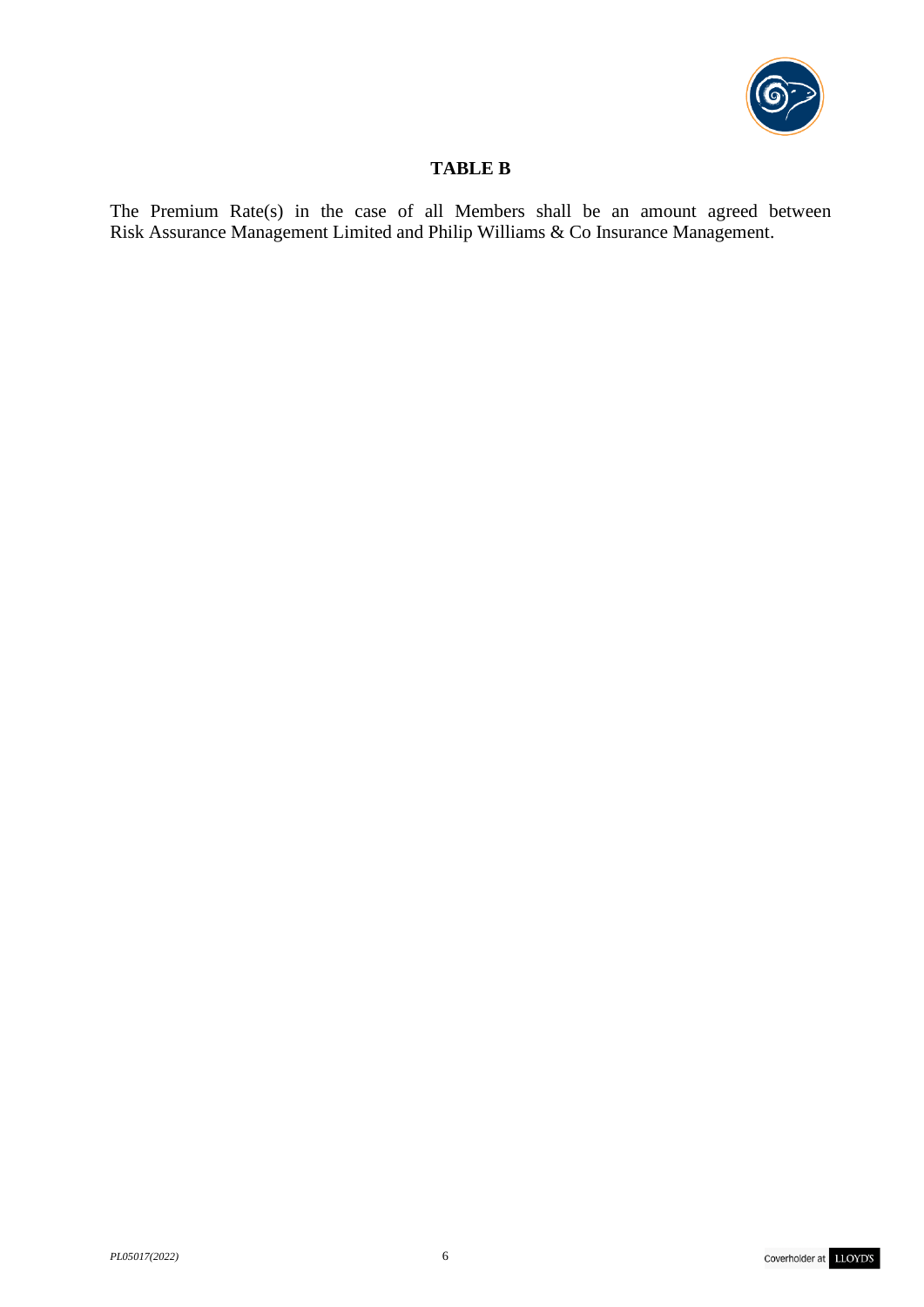## TABLE B

The Premium Rate(s) in the case of all Members shall be an amount agreed between Risk Assurance Management Limited and Philip Williams & Co Insurance Management.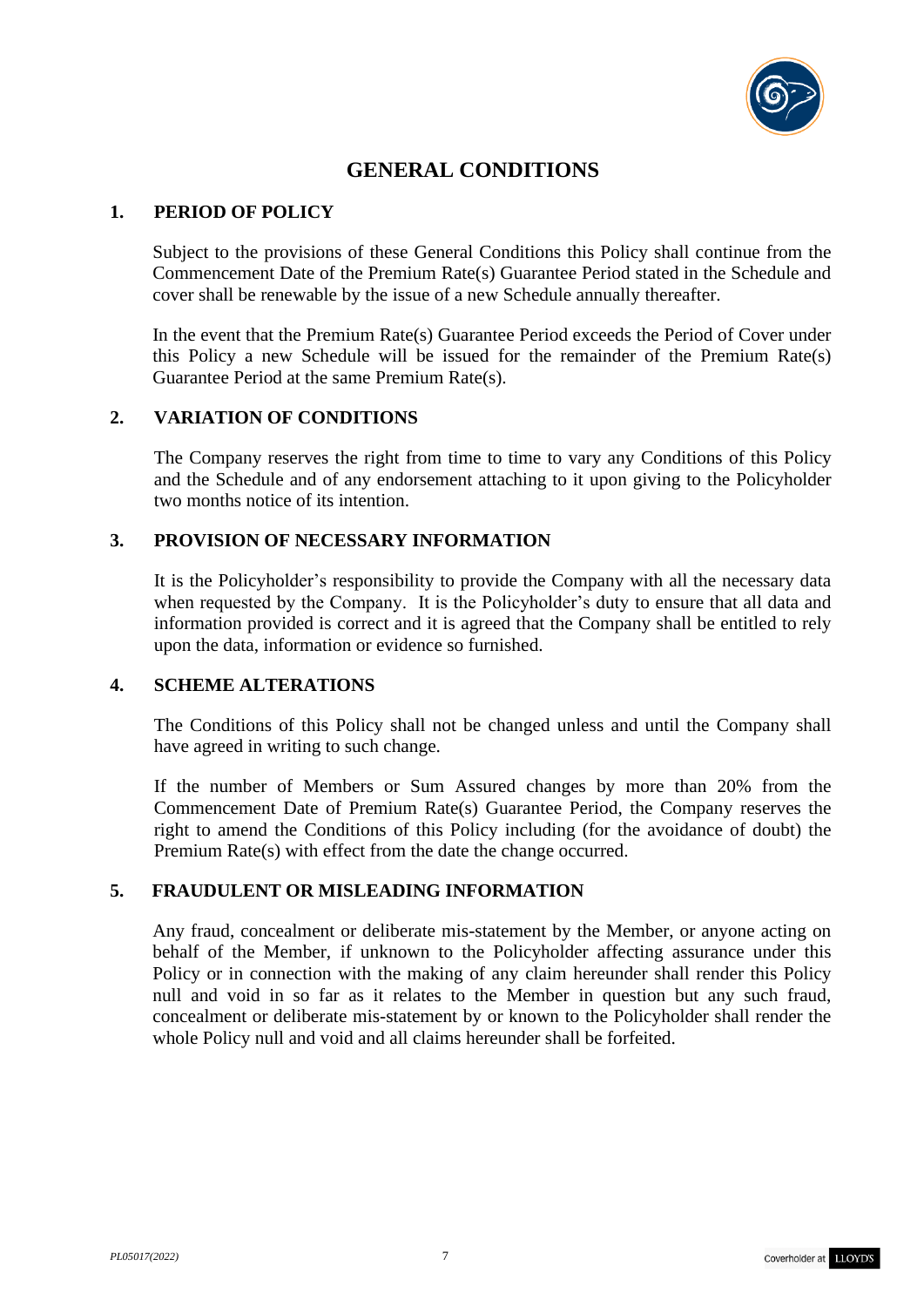# GENERAL CONDITIONS

## 1. PERIOD OF POLICY

Subject to the provisions of these General Conditions this Policy shall continue from the Commencement Date of the Premium Rate(s) Guarantee Period stated in the Schedule and cover shall be renewable by the issue of a new Schedule annually thereafter.

In the event that the Premium Rate(s) Guarantee Period exceeds the Period of Cover under this Policy a new Schedule will be issued for the remainder of the Premium Rate(s) Guarantee Period at the same Premium Rate(s).

## 2. VARIATION OF CONDITIONS

The Company reserves the right from time to time to vary any Conditions of this Policy and the Schedule and of any endorsement attaching to it upon giving to the Policyholder two months notice of its intention.

## 3. PROVISION OF NECESSARY INFORMATION

It is the Policyholder's responsibility to provide the Company with all the necessary data when requested by the Company. It is the Policyholder's duty to ensure that all data and information provided is correct and it is agreed that the Company shall be entitled to rely upon the data, information or evidence so furnished.

## 4. SCHEME ALTERATIONS

The Conditions of this Policy shall not be changed unless and until the Company shall have agreed in writing to such change.

If the number of Members or Sum Assured changes by more than 20% from the Commencement Date of Premium Rate(s) Guarantee Period, the Company reserves the right to amend the Conditions of this Policy including (for the avoidance of doubt) the Premium Rate(s) with effect from the date the change occurred.

## 5. FRAUDULENT OR MISLEADING INFORMATION

Any fraud, concealment or deliberate mis-statement by the Member, or anyone acting on behalf of the Member, if unknown to the Policyholder affecting assurance under this Policy or in connection with the making of any claim hereunder shall render this Policy null and void in so far as it relates to the Member in question but any such fraud, concealment or deliberate mis-statement by or known to the Policyholder shall render the whole Policy null and void and all claims hereunder shall be forfeited.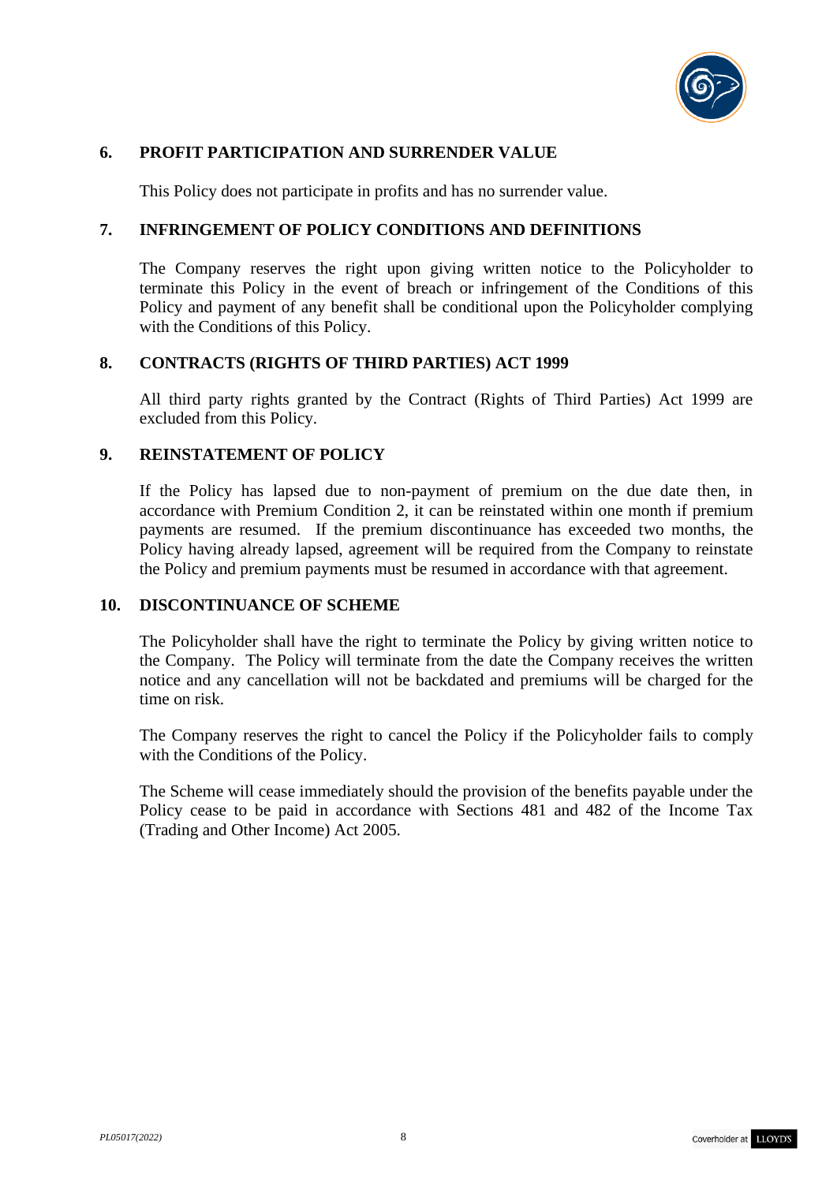## 6. PROFIT PARTICIPATION AND SURRENDER VALUE

This Policy does not participate in profits and has no surrender value.

## 7. INFRINGEMENT OF POLICY CONDITIONS AND DEFINITIONS

The Company reserves the right upon giving written notice to the Policyholder to terminate this Policy in the event of breach or infringement of the Conditions of this Policy and payment of any benefit shall be conditional upon the Policyholder complying with the Conditions of this Policy.

## 8. CONTRACTS (RIGHTS OF THIRD PARTIES) ACT 1999

All third party rights granted by the Contract (Rights of Third Parties) Act 1999 are excluded from this Policy.

## 9. REINSTATEMENT OF POLICY

If the Policy has lapsed due to non-payment of premium on the due date then, in accordance with Premium Condition 2, it can be reinstated within one month if premium payments are resumed. If the premium discontinuance has exceeded two months, the Policy having already lapsed, agreement will be required from the Company to reinstate the Policy and premium payments must be resumed in accordance with that agreement.

## 10. DISCONTINUANCE OF SCHEME

The Policyholder shall have the right to terminate the Policy by giving written notice to the Company. The Policy will terminate from the date the Company receives the written notice and any cancellation will not be backdated and premiums will be charged for the time on risk.

The Company reserves the right to cancel the Policy if the Policyholder fails to comply with the Conditions of the Policy.

The Scheme will cease immediately should the provision of the benefits payable under the Policy cease to be paid in accordance with Sections 481 and 482 of the Income Tax (Trading and Other Income) Act 2005.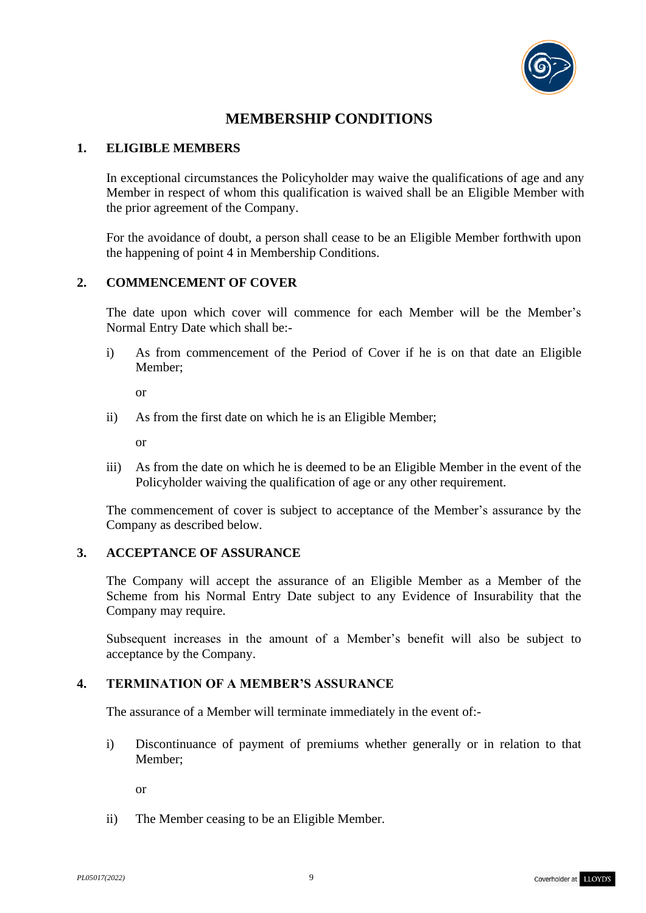# MEMBERSHIP CONDITIONS

## 1. ELIGIBLE MEMBERS

In exceptional circumstances the Policyholder may waive the qualifications of age and any Member in respect of whom this qualification is waived shall be an Eligible Member with the prior agreement of the Company.

For the avoidance of doubt, a person shall cease to be an Eligible Member forthwith upon the happening of point 4 in Membership Conditions.

## 2. COMMENCEMENT OF COVER

The date upon which cover will commence for each Member will be the Member's Normal Entry Date which shall be:-

i) As from commencement of the Period of Cover if he is on that date an Eligible Member;

   or

ii) As from the first date on which he is an Eligible Member;

   or

iii) As from the date on which he is deemed to be an Eligible Member in the event of the Policyholder waiving the qualification of age or any other requirement.

The commencement of cover is subject to acceptance of the Member's assurance by the Company as described below.

## 3. ACCEPTANCE OF ASSURANCE

The Company will accept the assurance of an Eligible Member as a Member of the Scheme from his Normal Entry Date subject to any Evidence of Insurability that the Company may require.

Subsequent increases in the amount of a Member's benefit will also be subject to acceptance by the Company.

## 4. TERMINATION OF A MEMBER'S ASSURANCE

The assurance of a Member will terminate immediately in the event of:-

i) Discontinuance of payment of premiums whether generally or in relation to that Member;

   or

ii) The Member ceasing to be an Eligible Member.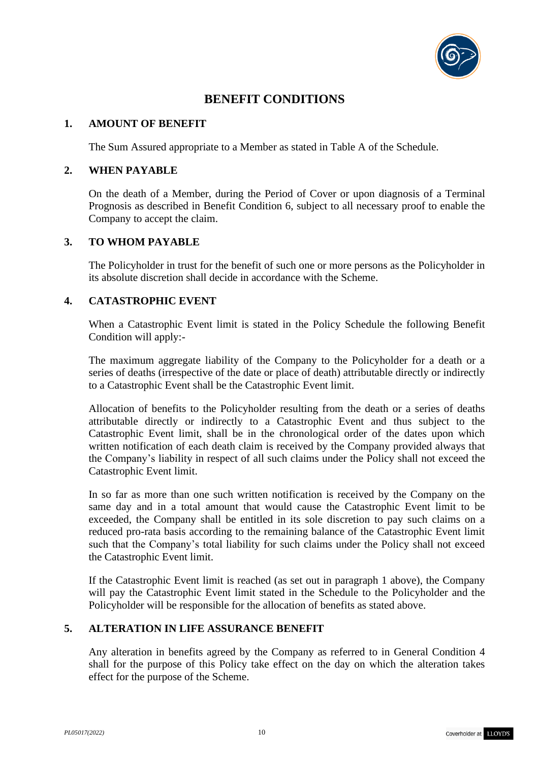# BENEFIT CONDITIONS

## 1. AMOUNT OF BENEFIT

The Sum Assured appropriate to a Member as stated in Table A of the Schedule.

## 2. WHEN PAYABLE

On the death of a Member, during the Period of Cover or upon diagnosis of a Terminal Prognosis as described in Benefit Condition 6, subject to all necessary proof to enable the Company to accept the claim.

## 3. TO WHOM PAYABLE

The Policyholder in trust for the benefit of such one or more persons as the Policyholder in its absolute discretion shall decide in accordance with the Scheme.

## 4. CATASTROPHIC EVENT

When a Catastrophic Event limit is stated in the Policy Schedule the following Benefit Condition will apply:-

The maximum aggregate liability of the Company to the Policyholder for a death or a series of deaths (irrespective of the date or place of death) attributable directly or indirectly to a Catastrophic Event shall be the Catastrophic Event limit.

Allocation of benefits to the Policyholder resulting from the death or a series of deaths attributable directly or indirectly to a Catastrophic Event and thus subject to the Catastrophic Event limit, shall be in the chronological order of the dates upon which written notification of each death claim is received by the Company provided always that the Company's liability in respect of all such claims under the Policy shall not exceed the Catastrophic Event limit.

In so far as more than one such written notification is received by the Company on the same day and in a total amount that would cause the Catastrophic Event limit to be exceeded, the Company shall be entitled in its sole discretion to pay such claims on a reduced pro-rata basis according to the remaining balance of the Catastrophic Event limit such that the Company's total liability for such claims under the Policy shall not exceed the Catastrophic Event limit.

If the Catastrophic Event limit is reached (as set out in paragraph 1 above), the Company will pay the Catastrophic Event limit stated in the Schedule to the Policyholder and the Policyholder will be responsible for the allocation of benefits as stated above.

## 5. ALTERATION IN LIFE ASSURANCE BENEFIT

Any alteration in benefits agreed by the Company as referred to in General Condition 4 shall for the purpose of this Policy take effect on the day on which the alteration takes effect for the purpose of the Scheme.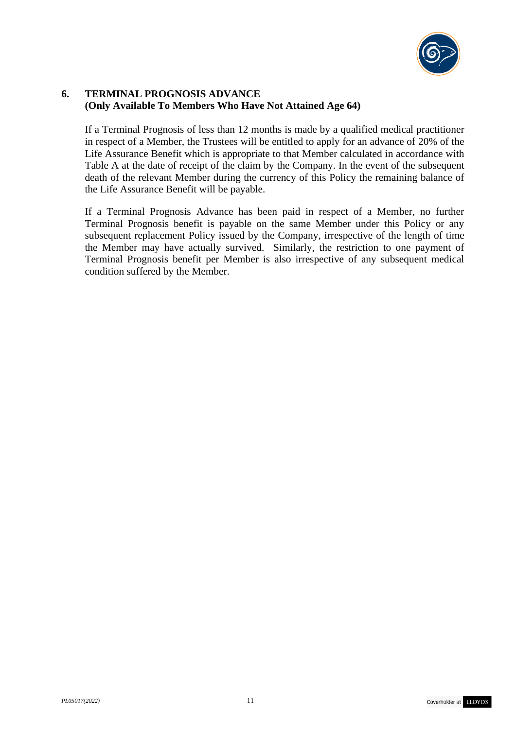## 6. TERMINAL PROGNOSIS ADVANCE
**(Only Available To Members Who Have Not Attained Age 64)**

If a Terminal Prognosis of less than 12 months is made by a qualified medical practitioner in respect of a Member, the Trustees will be entitled to apply for an advance of 20% of the Life Assurance Benefit which is appropriate to that Member calculated in accordance with Table A at the date of receipt of the claim by the Company. In the event of the subsequent death of the relevant Member during the currency of this Policy the remaining balance of the Life Assurance Benefit will be payable.

If a Terminal Prognosis Advance has been paid in respect of a Member, no further Terminal Prognosis benefit is payable on the same Member under this Policy or any subsequent replacement Policy issued by the Company, irrespective of the length of time the Member may have actually survived. Similarly, the restriction to one payment of Terminal Prognosis benefit per Member is also irrespective of any subsequent medical condition suffered by the Member.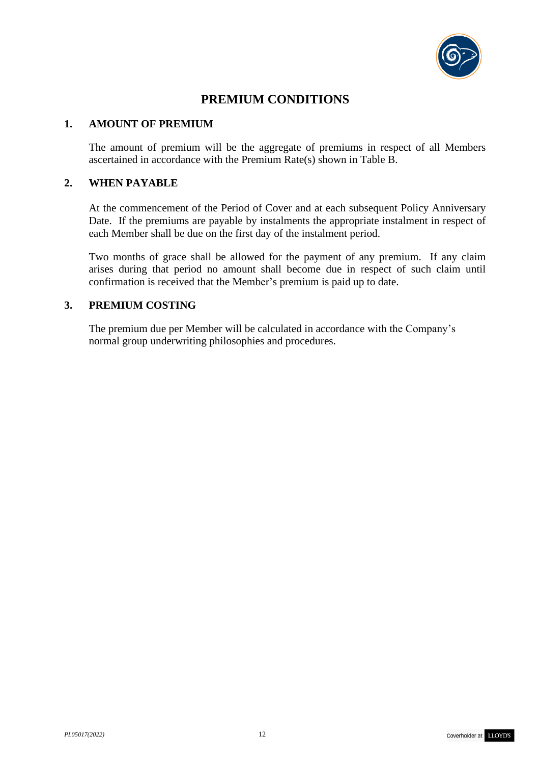# PREMIUM CONDITIONS

## 1. AMOUNT OF PREMIUM

The amount of premium will be the aggregate of premiums in respect of all Members ascertained in accordance with the Premium Rate(s) shown in Table B.

## 2. WHEN PAYABLE

At the commencement of the Period of Cover and at each subsequent Policy Anniversary Date. If the premiums are payable by instalments the appropriate instalment in respect of each Member shall be due on the first day of the instalment period.

Two months of grace shall be allowed for the payment of any premium. If any claim arises during that period no amount shall become due in respect of such claim until confirmation is received that the Member's premium is paid up to date.

## 3. PREMIUM COSTING

The premium due per Member will be calculated in accordance with the Company's normal group underwriting philosophies and procedures.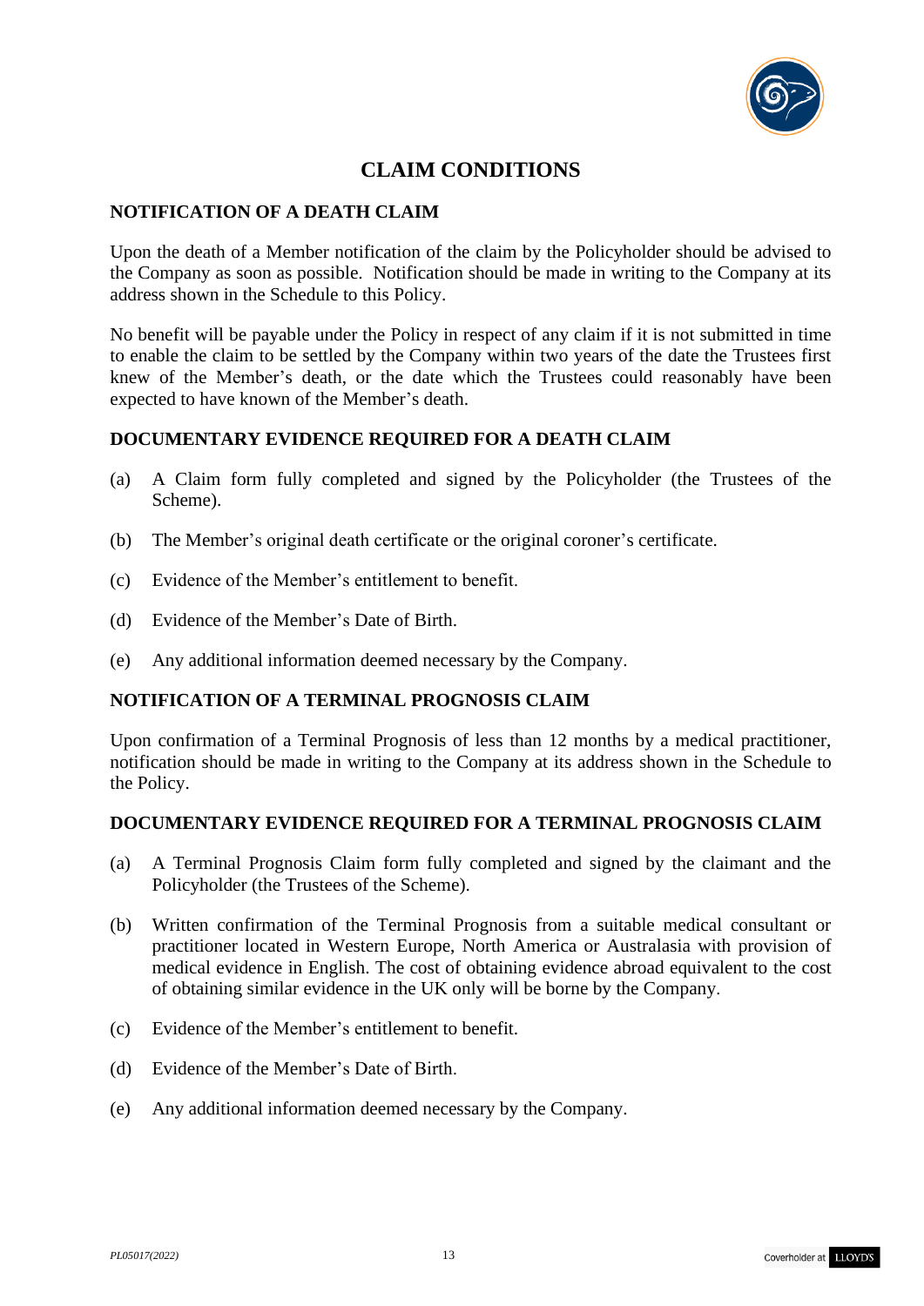# CLAIM CONDITIONS

## NOTIFICATION OF A DEATH CLAIM

Upon the death of a Member notification of the claim by the Policyholder should be advised to the Company as soon as possible. Notification should be made in writing to the Company at its address shown in the Schedule to this Policy.

No benefit will be payable under the Policy in respect of any claim if it is not submitted in time to enable the claim to be settled by the Company within two years of the date the Trustees first knew of the Member's death, or the date which the Trustees could reasonably have been expected to have known of the Member's death.

## DOCUMENTARY EVIDENCE REQUIRED FOR A DEATH CLAIM

(a) A Claim form fully completed and signed by the Policyholder (the Trustees of the Scheme).

(b) The Member's original death certificate or the original coroner's certificate.

(c) Evidence of the Member's entitlement to benefit.

(d) Evidence of the Member's Date of Birth.

(e) Any additional information deemed necessary by the Company.

## NOTIFICATION OF A TERMINAL PROGNOSIS CLAIM

Upon confirmation of a Terminal Prognosis of less than 12 months by a medical practitioner, notification should be made in writing to the Company at its address shown in the Schedule to the Policy.

## DOCUMENTARY EVIDENCE REQUIRED FOR A TERMINAL PROGNOSIS CLAIM

(a) A Terminal Prognosis Claim form fully completed and signed by the claimant and the Policyholder (the Trustees of the Scheme).

(b) Written confirmation of the Terminal Prognosis from a suitable medical consultant or practitioner located in Western Europe, North America or Australasia with provision of medical evidence in English. The cost of obtaining evidence abroad equivalent to the cost of obtaining similar evidence in the UK only will be borne by the Company.

(c) Evidence of the Member's entitlement to benefit.

(d) Evidence of the Member's Date of Birth.

(e) Any additional information deemed necessary by the Company.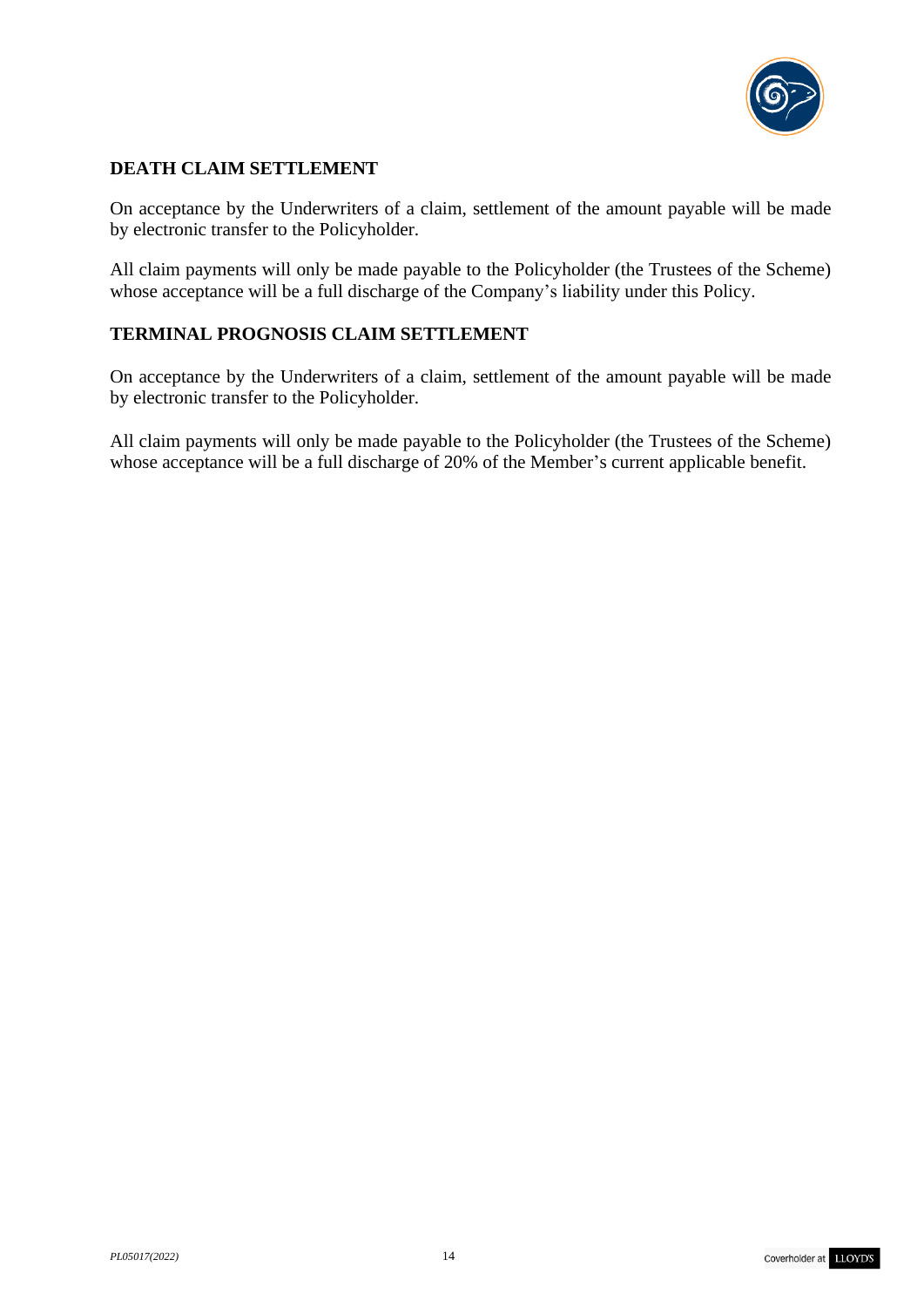## DEATH CLAIM SETTLEMENT

On acceptance by the Underwriters of a claim, settlement of the amount payable will be made by electronic transfer to the Policyholder.

All claim payments will only be made payable to the Policyholder (the Trustees of the Scheme) whose acceptance will be a full discharge of the Company's liability under this Policy.

## TERMINAL PROGNOSIS CLAIM SETTLEMENT

On acceptance by the Underwriters of a claim, settlement of the amount payable will be made by electronic transfer to the Policyholder.

All claim payments will only be made payable to the Policyholder (the Trustees of the Scheme) whose acceptance will be a full discharge of 20% of the Member's current applicable benefit.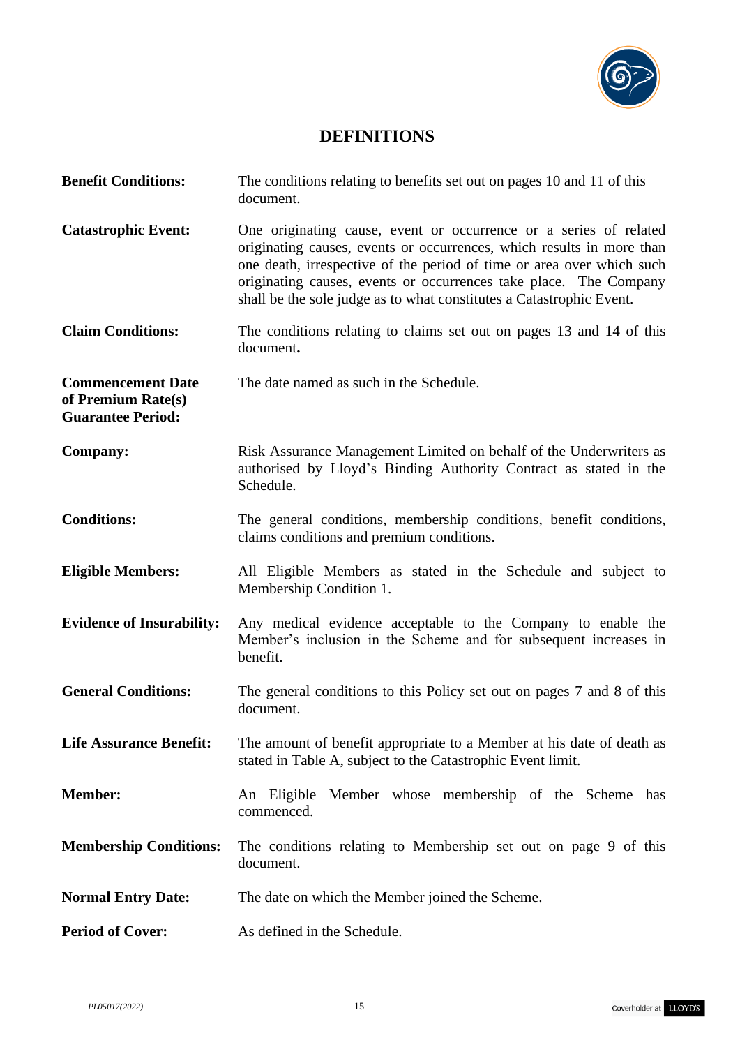# DEFINITIONS

**Benefit Conditions:** The conditions relating to benefits set out on pages 10 and 11 of this document.

**Catastrophic Event:** One originating cause, event or occurrence or a series of related originating causes, events or occurrences, which results in more than one death, irrespective of the period of time or area over which such originating causes, events or occurrences take place. The Company shall be the sole judge as to what constitutes a Catastrophic Event.

**Claim Conditions:** The conditions relating to claims set out on pages 13 and 14 of this document**.**

**Commencement Date of Premium Rate(s) Guarantee Period:** The date named as such in the Schedule.

**Company:** Risk Assurance Management Limited on behalf of the Underwriters as authorised by Lloyd's Binding Authority Contract as stated in the Schedule.

**Conditions:** The general conditions, membership conditions, benefit conditions, claims conditions and premium conditions.

**Eligible Members:** All Eligible Members as stated in the Schedule and subject to Membership Condition 1.

**Evidence of Insurability:** Any medical evidence acceptable to the Company to enable the Member's inclusion in the Scheme and for subsequent increases in benefit.

**General Conditions:** The general conditions to this Policy set out on pages 7 and 8 of this document.

**Life Assurance Benefit:** The amount of benefit appropriate to a Member at his date of death as stated in Table A, subject to the Catastrophic Event limit.

**Member:** An Eligible Member whose membership of the Scheme has commenced.

**Membership Conditions:** The conditions relating to Membership set out on page 9 of this document.

**Normal Entry Date:** The date on which the Member joined the Scheme.

**Period of Cover:** As defined in the Schedule.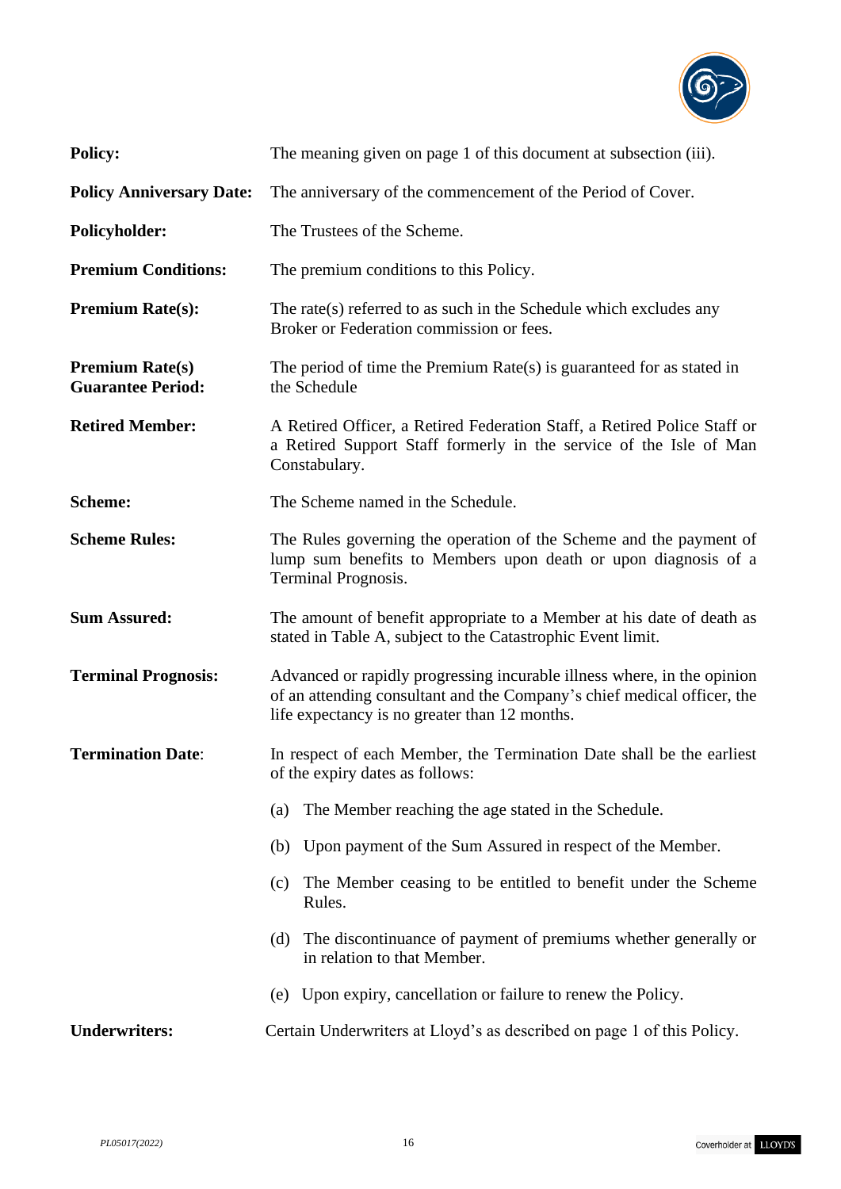**Policy:** The meaning given on page 1 of this document at subsection (iii).

**Policy Anniversary Date:** The anniversary of the commencement of the Period of Cover.

**Policyholder:** The Trustees of the Scheme.

**Premium Conditions:** The premium conditions to this Policy.

**Premium Rate(s):** The rate(s) referred to as such in the Schedule which excludes any Broker or Federation commission or fees.

**Premium Rate(s) Guarantee Period:** The period of time the Premium Rate(s) is guaranteed for as stated in the Schedule

**Retired Member:** A Retired Officer, a Retired Federation Staff, a Retired Police Staff or a Retired Support Staff formerly in the service of the Isle of Man Constabulary.

**Scheme:** The Scheme named in the Schedule.

**Scheme Rules:** The Rules governing the operation of the Scheme and the payment of lump sum benefits to Members upon death or upon diagnosis of a Terminal Prognosis.

**Sum Assured:** The amount of benefit appropriate to a Member at his date of death as stated in Table A, subject to the Catastrophic Event limit.

**Terminal Prognosis:** Advanced or rapidly progressing incurable illness where, in the opinion of an attending consultant and the Company's chief medical officer, the life expectancy is no greater than 12 months.

**Termination Date**: In respect of each Member, the Termination Date shall be the earliest of the expiry dates as follows:

(a) The Member reaching the age stated in the Schedule.

(b) Upon payment of the Sum Assured in respect of the Member.

(c) The Member ceasing to be entitled to benefit under the Scheme Rules.

(d) The discontinuance of payment of premiums whether generally or in relation to that Member.

(e) Upon expiry, cancellation or failure to renew the Policy.

**Underwriters:** Certain Underwriters at Lloyd's as described on page 1 of this Policy.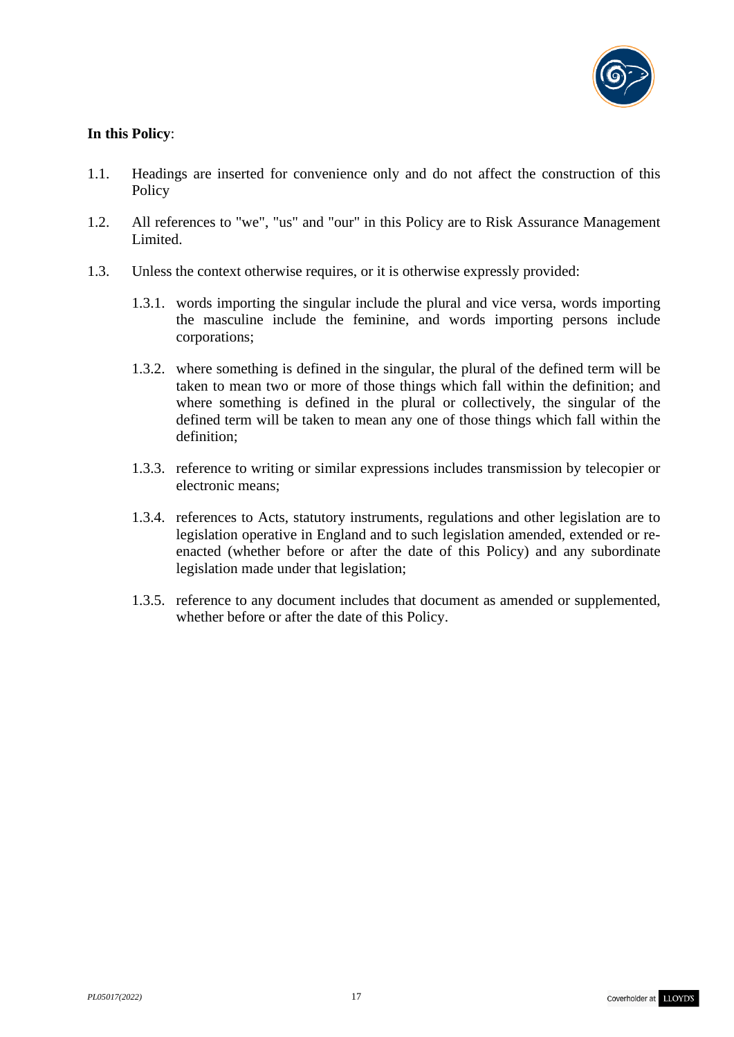**In this Policy**:

1.1. Headings are inserted for convenience only and do not affect the construction of this Policy

1.2. All references to "we", "us" and "our" in this Policy are to Risk Assurance Management Limited.

1.3. Unless the context otherwise requires, or it is otherwise expressly provided:

   1.3.1. words importing the singular include the plural and vice versa, words importing the masculine include the feminine, and words importing persons include corporations;

   1.3.2. where something is defined in the singular, the plural of the defined term will be taken to mean two or more of those things which fall within the definition; and where something is defined in the plural or collectively, the singular of the defined term will be taken to mean any one of those things which fall within the definition;

   1.3.3. reference to writing or similar expressions includes transmission by telecopier or electronic means;

   1.3.4. references to Acts, statutory instruments, regulations and other legislation are to legislation operative in England and to such legislation amended, extended or re-enacted (whether before or after the date of this Policy) and any subordinate legislation made under that legislation;

   1.3.5. reference to any document includes that document as amended or supplemented, whether before or after the date of this Policy.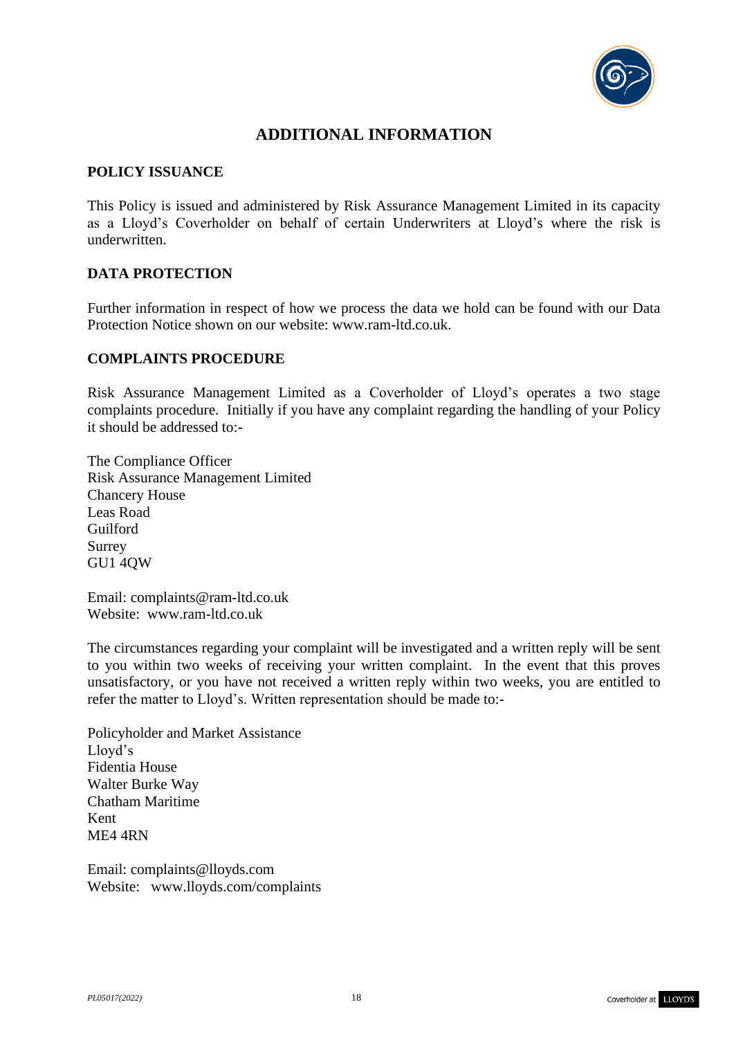# ADDITIONAL INFORMATION

## POLICY ISSUANCE

This Policy is issued and administered by Risk Assurance Management Limited in its capacity as a Lloyd's Coverholder on behalf of certain Underwriters at Lloyd's where the risk is underwritten.

## DATA PROTECTION

Further information in respect of how we process the data we hold can be found with our Data Protection Notice shown on our website: www.ram-ltd.co.uk.

## COMPLAINTS PROCEDURE

Risk Assurance Management Limited as a Coverholder of Lloyd's operates a two stage complaints procedure. Initially if you have any complaint regarding the handling of your Policy it should be addressed to:-

The Compliance Officer
Risk Assurance Management Limited
Chancery House
Leas Road
Guilford
Surrey
GU1 4QW

Email: complaints@ram-ltd.co.uk
Website: www.ram-ltd.co.uk

The circumstances regarding your complaint will be investigated and a written reply will be sent to you within two weeks of receiving your written complaint. In the event that this proves unsatisfactory, or you have not received a written reply within two weeks, you are entitled to refer the matter to Lloyd's. Written representation should be made to:-

Policyholder and Market Assistance
Lloyd's
Fidentia House
Walter Burke Way
Chatham Maritime
Kent
ME4 4RN

Email: complaints@lloyds.com
Website: www.lloyds.com/complaints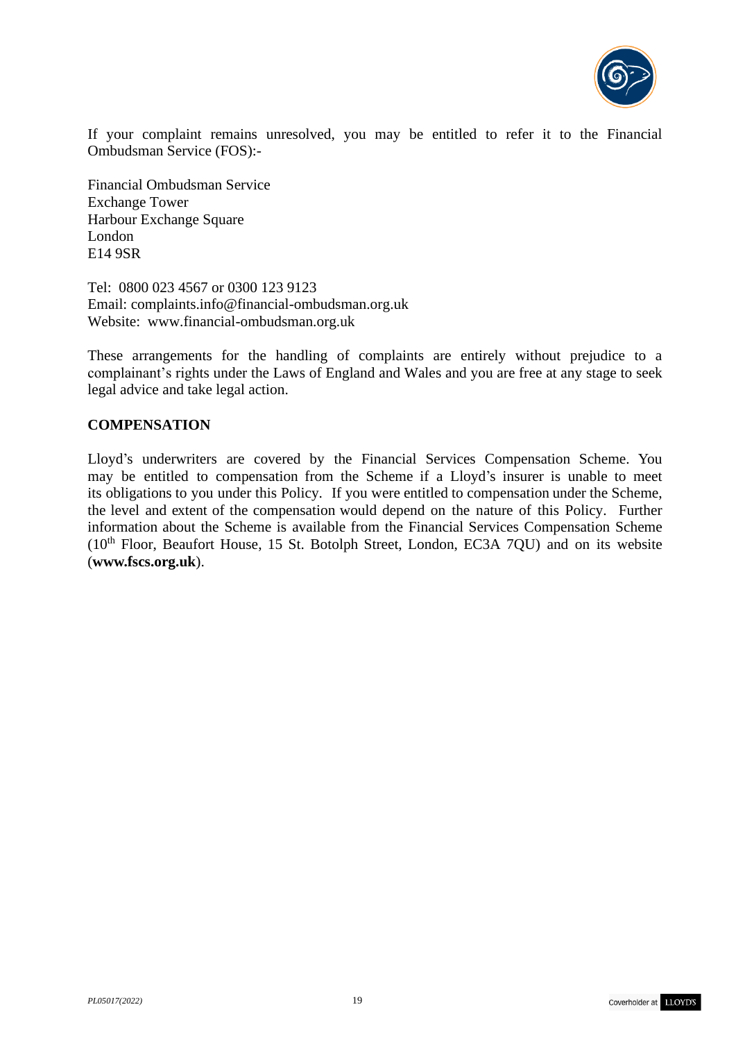If your complaint remains unresolved, you may be entitled to refer it to the Financial Ombudsman Service (FOS):-

Financial Ombudsman Service
Exchange Tower
Harbour Exchange Square
London
E14 9SR

Tel: 0800 023 4567 or 0300 123 9123
Email: complaints.info@financial-ombudsman.org.uk
Website: www.financial-ombudsman.org.uk

These arrangements for the handling of complaints are entirely without prejudice to a complainant's rights under the Laws of England and Wales and you are free at any stage to seek legal advice and take legal action.

**COMPENSATION**

Lloyd's underwriters are covered by the Financial Services Compensation Scheme. You may be entitled to compensation from the Scheme if a Lloyd's insurer is unable to meet its obligations to you under this Policy. If you were entitled to compensation under the Scheme, the level and extent of the compensation would depend on the nature of this Policy. Further information about the Scheme is available from the Financial Services Compensation Scheme (10th Floor, Beaufort House, 15 St. Botolph Street, London, EC3A 7QU) and on its website (**www.fscs.org.uk**).